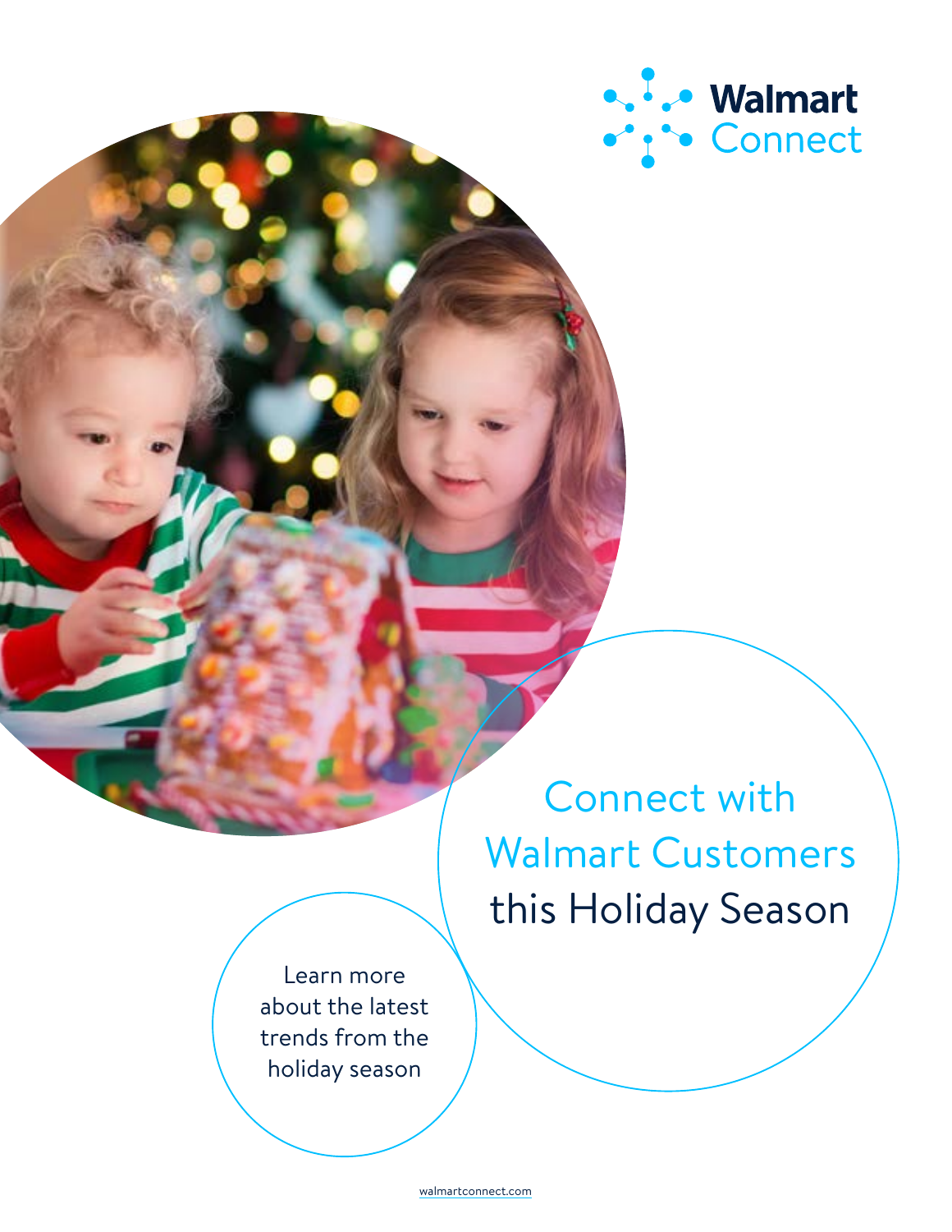Walmart Connect

# Connect with Walmart Customers this Holiday Season

Learn more about the latest trends from the holiday season

walmartconnect.com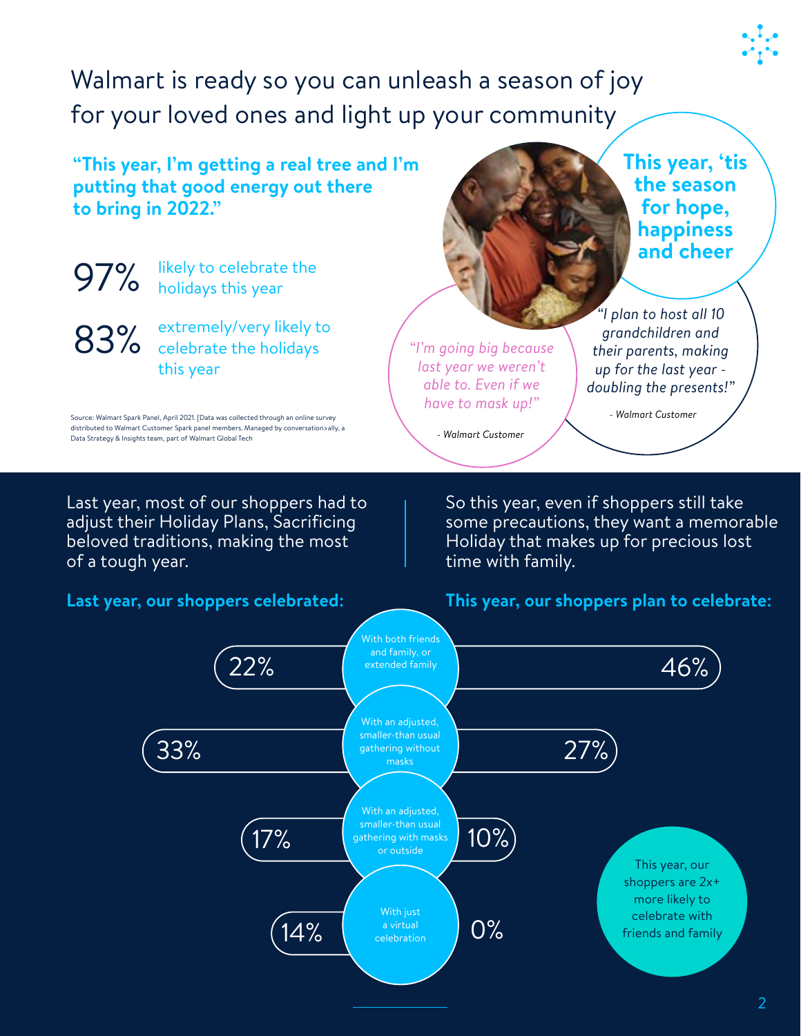# Walmart is ready so you can unleash a season of joy for your loved ones and light up your community

**"This year, I'm getting a real tree and I'm putting that good energy out there to bring in 2022."**

97% likely to celebrate the holidays this year

83% extremely/very likely to celebrate the holidays this year

Source: Walmart Spark Panel, April 2021. [Data was collected through an online survey distributed to Walmart Customer Spark panel members. Managed by conversation>ally, a Data Strategy & Insights team, part of Walmart Global Tech

**This year, 'tis the season for hope, happiness and cheer**

*"I'm going big because last year we weren't able to. Even if we have to mask up!"*

*- Walmart Customer*

*"I plan to host all 10 grandchildren and their parents, making up for the last year - doubling the presents!"*

*- Walmart Customer*

Last year, most of our shoppers had to adjust their Holiday Plans, Sacrificing beloved traditions, making the most of a tough year.

So this year, even if shoppers still take some precautions, they want a memorable Holiday that makes up for precious lost time with family.

| Last year, our shoppers celebrated: | | This year, our shoppers plan to celebrate: |
|---|---|---|
| 22% | With both friends and family, or extended family | 46% |
| 33% | With an adjusted, smaller-than usual gathering without masks | 27% |
| 17% | With an adjusted, smaller-than usual gathering with masks or outside | 10% |
| 14% | With just a virtual celebration | 0% |

This year, our shoppers are 2x+ more likely to celebrate with friends and family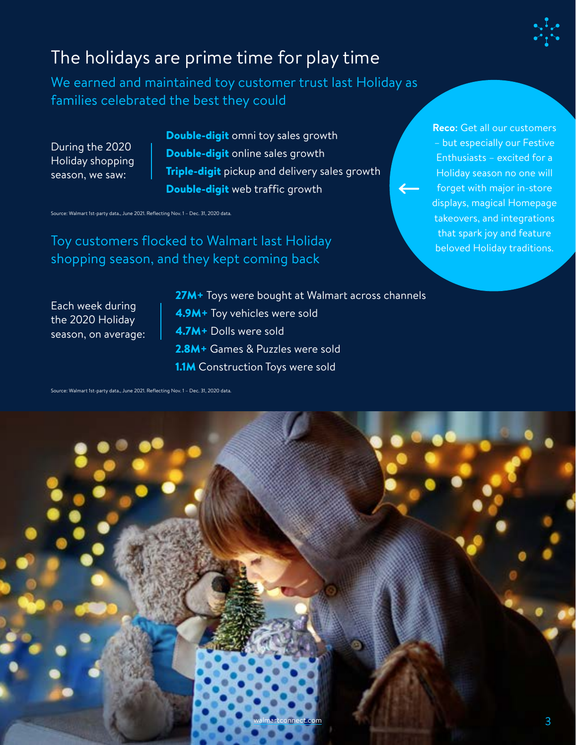# The holidays are prime time for play time

## We earned and maintained toy customer trust last Holiday as families celebrated the best they could

During the 2020 Holiday shopping season, we saw:

- **Double-digit** omni toy sales growth
- **Double-digit** online sales growth
- **Triple-digit** pickup and delivery sales growth
- **Double-digit** web traffic growth

Source: Walmart 1st-party data., June 2021. Reflecting Nov. 1 – Dec. 31, 2020 data.

**Reco:** Get all our customers – but especially our Festive Enthusiasts – excited for a Holiday season no one will forget with major in-store displays, magical Homepage takeovers, and integrations that spark joy and feature beloved Holiday traditions.

## Toy customers flocked to Walmart last Holiday shopping season, and they kept coming back

Each week during the 2020 Holiday season, on average:

- **27M+** Toys were bought at Walmart across channels
- **4.9M+** Toy vehicles were sold
- **4.7M+** Dolls were sold
- **2.8M+** Games & Puzzles were sold
- **1.1M** Construction Toys were sold

Source: Walmart 1st-party data., June 2021. Reflecting Nov. 1 – Dec. 31, 2020 data.

walmartconnect.com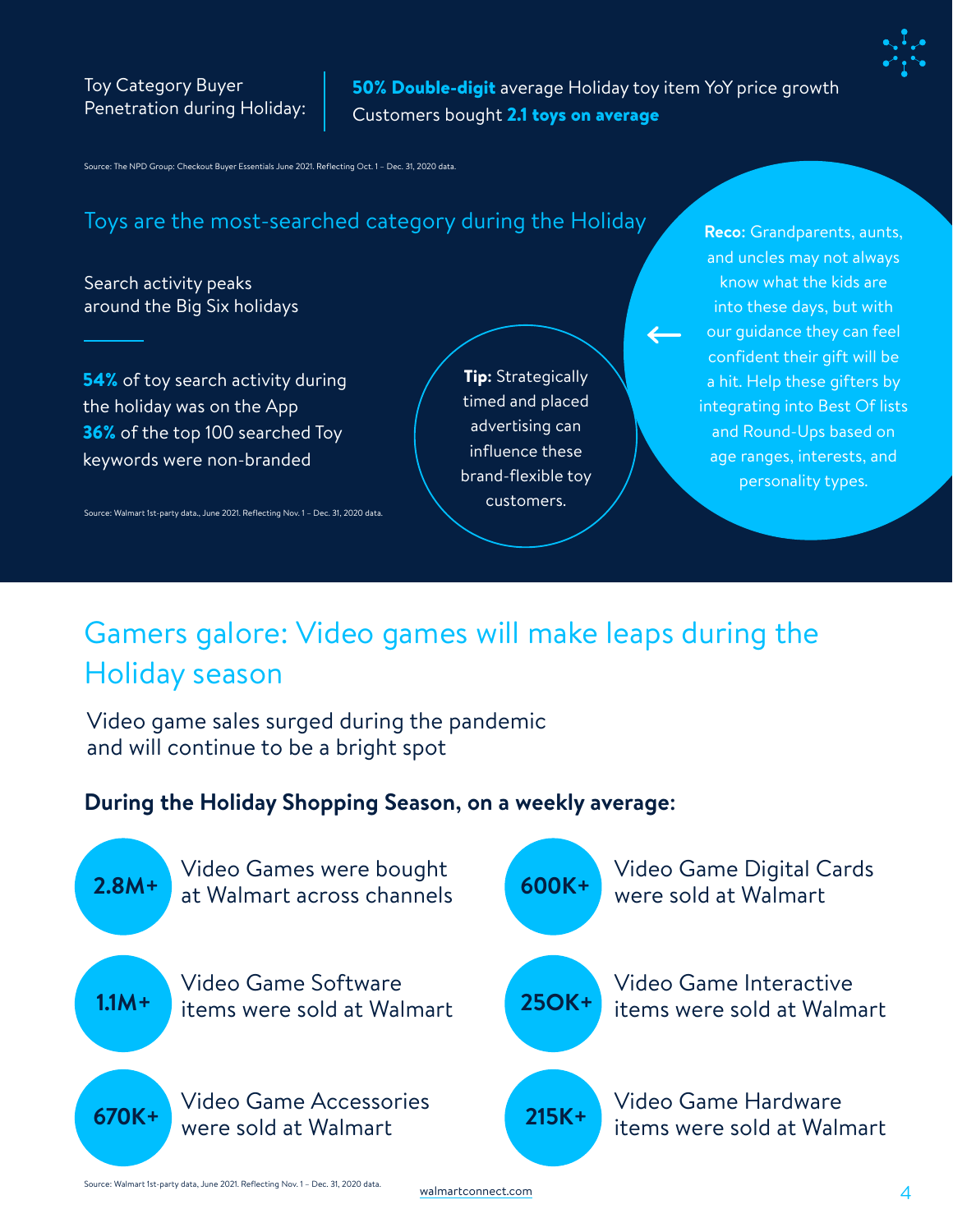Toy Category Buyer Penetration during Holiday:

**50% Double-digit** average Holiday toy item YoY price growth
Customers bought **2.1 toys on average**

Source: The NPD Group: Checkout Buyer Essentials June 2021. Reflecting Oct. 1 – Dec. 31, 2020 data.

## Toys are the most-searched category during the Holiday

Search activity peaks around the Big Six holidays

**54%** of toy search activity during the holiday was on the App
**36%** of the top 100 searched Toy keywords were non-branded

Source: Walmart 1st-party data., June 2021. Reflecting Nov. 1 – Dec. 31, 2020 data.

**Tip:** Strategically timed and placed advertising can influence these brand-flexible toy customers.

**Reco:** Grandparents, aunts, and uncles may not always know what the kids are into these days, but with our guidance they can feel confident their gift will be a hit. Help these gifters by integrating into Best Of lists and Round-Ups based on age ranges, interests, and personality types.

## Gamers galore: Video games will make leaps during the Holiday season

Video game sales surged during the pandemic and will continue to be a bright spot

**During the Holiday Shopping Season, on a weekly average:**

- **2.8M+** Video Games were bought at Walmart across channels
- **1.1M+** Video Game Software items were sold at Walmart
- **670K+** Video Game Accessories were sold at Walmart
- **600K+** Video Game Digital Cards were sold at Walmart
- **250K+** Video Game Interactive items were sold at Walmart
- **215K+** Video Game Hardware items were sold at Walmart

Source: Walmart 1st-party data, June 2021. Reflecting Nov. 1 – Dec. 31, 2020 data.

walmartconnect.com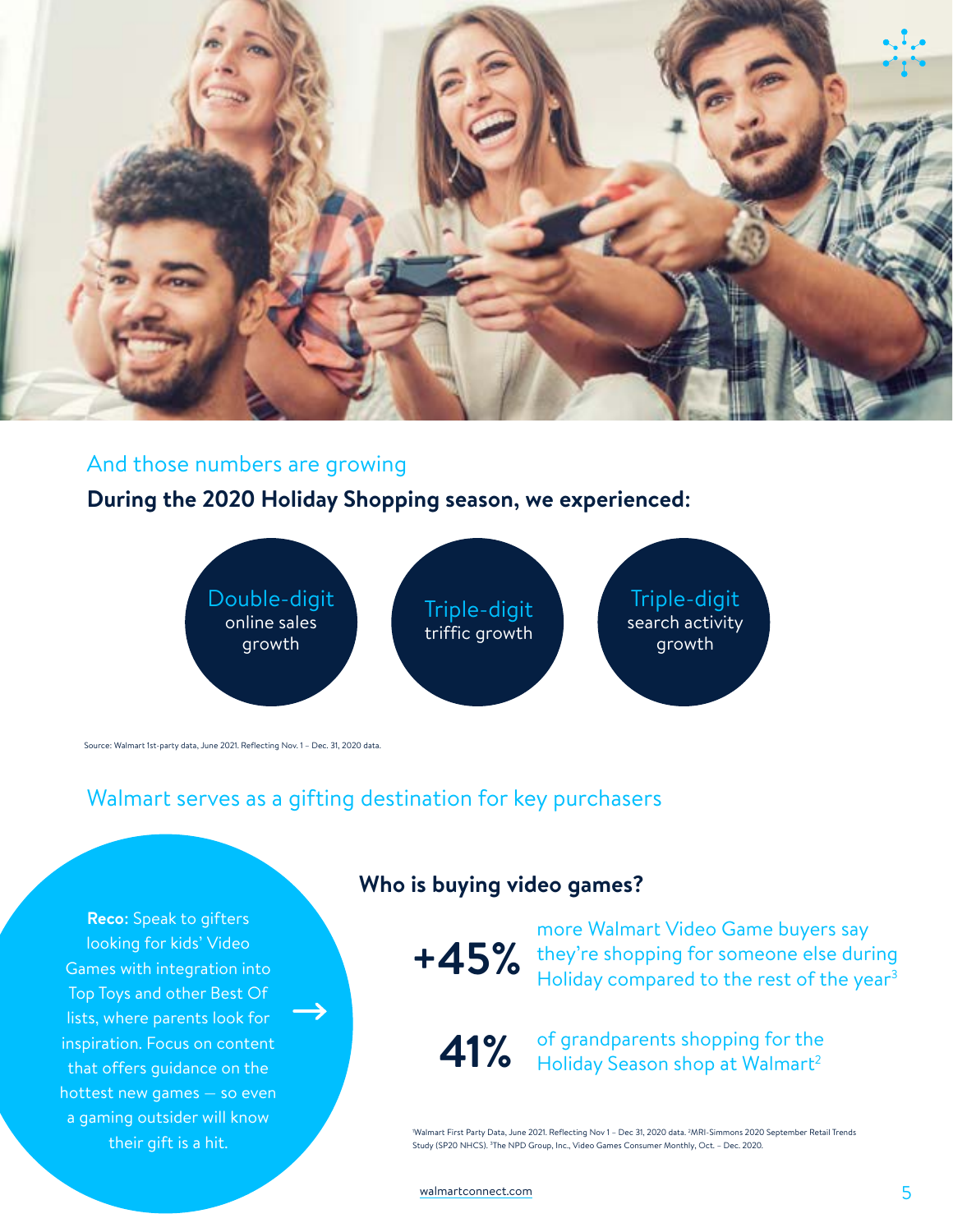## And those numbers are growing

**During the 2020 Holiday Shopping season, we experienced:**

- **Double-digit** online sales growth
- **Triple-digit** triffic growth
- **Triple-digit** search activity growth

Source: Walmart 1st-party data, June 2021. Reflecting Nov. 1 – Dec. 31, 2020 data.

## Walmart serves as a gifting destination for key purchasers

**Reco:** Speak to gifters looking for kids' Video Games with integration into Top Toys and other Best Of lists, where parents look for inspiration. Focus on content that offers guidance on the hottest new games — so even a gaming outsider will know their gift is a hit.

### Who is buying video games?

**+45%** more Walmart Video Game buyers say they're shopping for someone else during Holiday compared to the rest of the year[3]

**41%** of grandparents shopping for the Holiday Season shop at Walmart[2]

[1]Walmart First Party Data, June 2021. Reflecting Nov 1 – Dec 31, 2020 data. [2]MRI-Simmons 2020 September Retail Trends Study (SP20 NHCS). [3]The NPD Group, Inc., Video Games Consumer Monthly, Oct. – Dec. 2020.

walmartconnect.com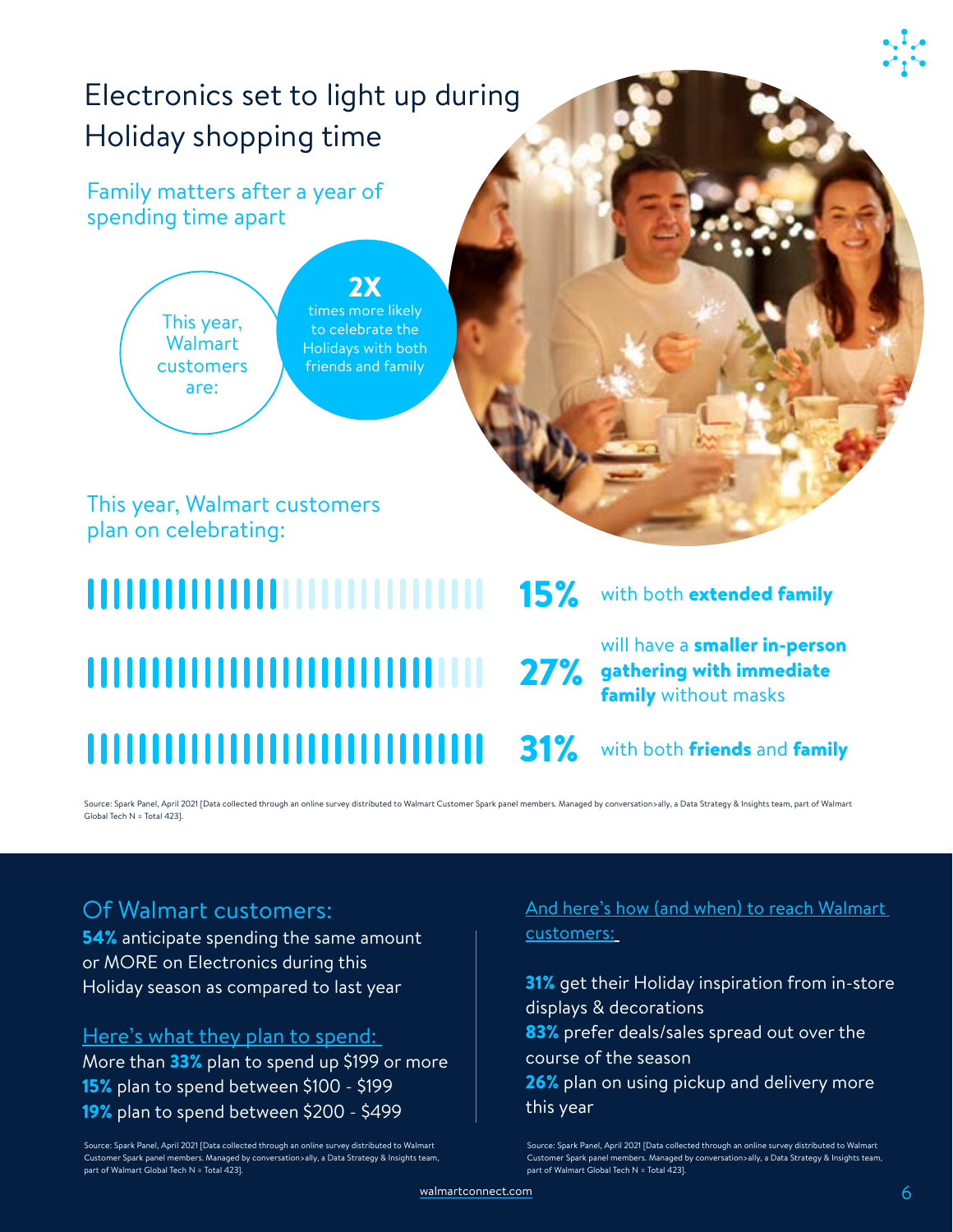# Electronics set to light up during Holiday shopping time

## Family matters after a year of spending time apart

This year, Walmart customers are:

**2X** times more likely to celebrate the Holidays with both friends and family

## This year, Walmart customers plan on celebrating:

**15%** with both **extended family**

**27%** will have a **smaller in-person gathering with immediate family** without masks

**31%** with both **friends** and **family**

Source: Spark Panel, April 2021 [Data collected through an online survey distributed to Walmart Customer Spark panel members. Managed by conversation>ally, a Data Strategy & Insights team, part of Walmart Global Tech N = Total 423].

## Of Walmart customers:

**54%** anticipate spending the same amount or MORE on Electronics during this Holiday season as compared to last year

Here's what they plan to spend:

More than **33%** plan to spend up $199 or more
**15%** plan to spend between $100 - $199
**19%** plan to spend between $200 - $499

Source: Spark Panel, April 2021 [Data collected through an online survey distributed to Walmart Customer Spark panel members. Managed by conversation>ally, a Data Strategy & Insights team, part of Walmart Global Tech N = Total 423].

And here's how (and when) to reach Walmart customers:

**31%** get their Holiday inspiration from in-store displays & decorations
**83%** prefer deals/sales spread out over the course of the season
**26%** plan on using pickup and delivery more this year

Source: Spark Panel, April 2021 [Data collected through an online survey distributed to Walmart Customer Spark panel members. Managed by conversation>ally, a Data Strategy & Insights team, part of Walmart Global Tech N = Total 423].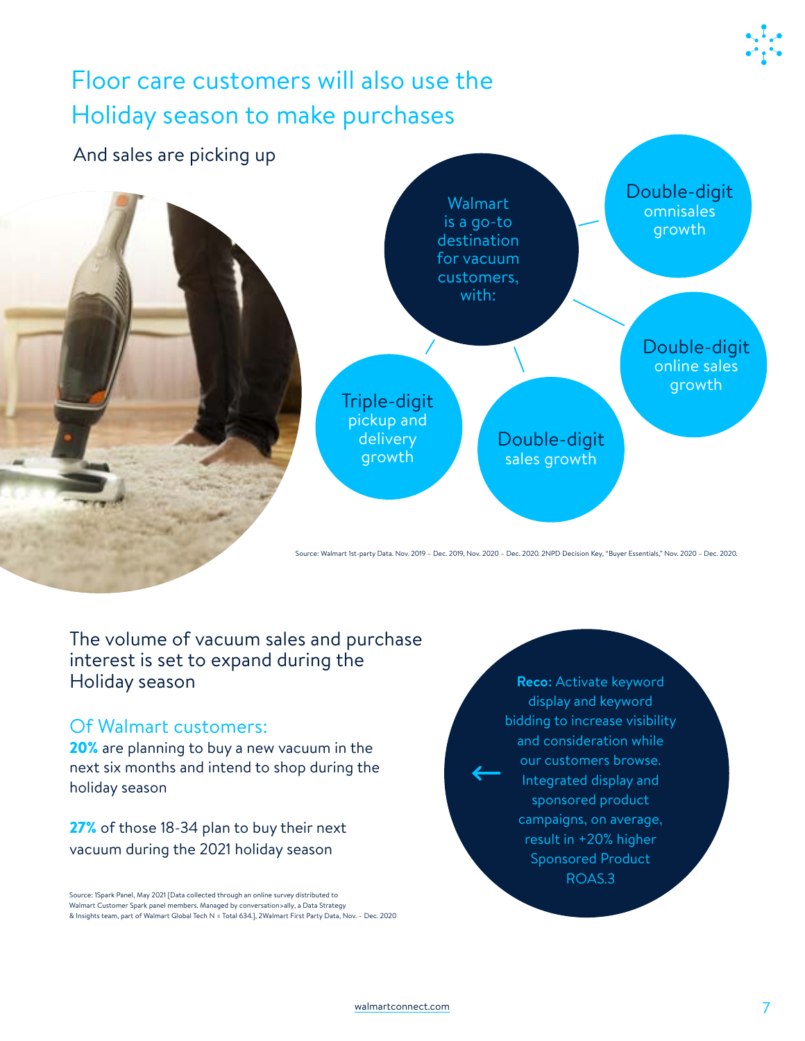# Floor care customers will also use the Holiday season to make purchases

And sales are picking up

Walmart is a go-to destination for vacuum customers, with:

- **Double-digit** omnisales growth
- **Double-digit** online sales growth
- **Double-digit** sales growth
- **Triple-digit** pickup and delivery growth

Source: Walmart 1st-party Data. Nov. 2019 – Dec. 2019, Nov. 2020 – Dec. 2020. 2NPD Decision Key, "Buyer Essentials," Nov. 2020 – Dec. 2020.

## The volume of vacuum sales and purchase interest is set to expand during the Holiday season

### Of Walmart customers:

**20%** are planning to buy a new vacuum in the next six months and intend to shop during the holiday season

**27%** of those 18-34 plan to buy their next vacuum during the 2021 holiday season

Source: 1Spark Panel, May 2021 [Data collected through an online survey distributed to Walmart Customer Spark panel members. Managed by conversation>ally, a Data Strategy & Insights team, part of Walmart Global Tech N = Total 634.], 2Walmart First Party Data, Nov. – Dec. 2020

**Reco:** Activate keyword display and keyword bidding to increase visibility and consideration while our customers browse. Integrated display and sponsored product campaigns, on average, result in +20% higher Sponsored Product ROAS.3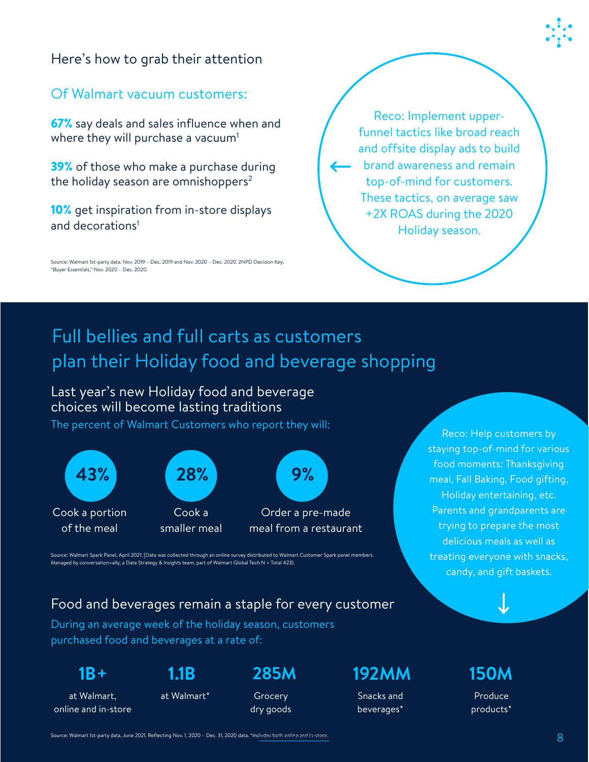## Here's how to grab their attention

### Of Walmart vacuum customers:

**67%** say deals and sales influence when and where they will purchase a vacuum[1]

**39%** of those who make a purchase during the holiday season are omnishoppers[2]

**10%** get inspiration from in-store displays and decorations[1]

Source: Walmart 1st-party data. Nov. 2019 – Dec. 2019 and Nov. 2020 – Dec. 2020. 2NPD Decision Key, "Buyer Essentials," Nov. 2020 – Dec. 2020.

Reco: Implement upper-funnel tactics like broad reach and offsite display ads to build brand awareness and remain top-of-mind for customers. These tactics, on average saw +2X ROAS during the 2020 Holiday season.

# Full bellies and full carts as customers plan their Holiday food and beverage shopping

## Last year's new Holiday food and beverage choices will become lasting traditions

The percent of Walmart Customers who report they will:

**43%** Cook a portion of the meal

**28%** Cook a smaller meal

**9%** Order a pre-made meal from a restaurant

Source: Walmart Spark Panel, April 2021. [Data was collected through an online survey distributed to Walmart Customer Spark panel members. Managed by conversation>ally, a Data Strategy & Insights team, part of Walmart Global Tech N = Total 423).

Reco: Help customers by staying top-of-mind for various food moments: Thanksgiving meal, Fall Baking, Food gifting, Holiday entertaining, etc. Parents and grandparents are trying to prepare the most delicious meals as well as treating everyone with snacks, candy, and gift baskets.

## Food and beverages remain a staple for every customer

During an average week of the holiday season, customers purchased food and beverages at a rate of:

**1B+** at Walmart, online and in-store

**1.1B** at Walmart*

**285M** Grocery dry goods

**192MM** Snacks and beverages*

**150M** Produce products*

Source: Walmart 1st-party data, June 2021. Reflecting Nov. 1, 2020 – Dec. 31, 2020 data. *Includes both online and in-store.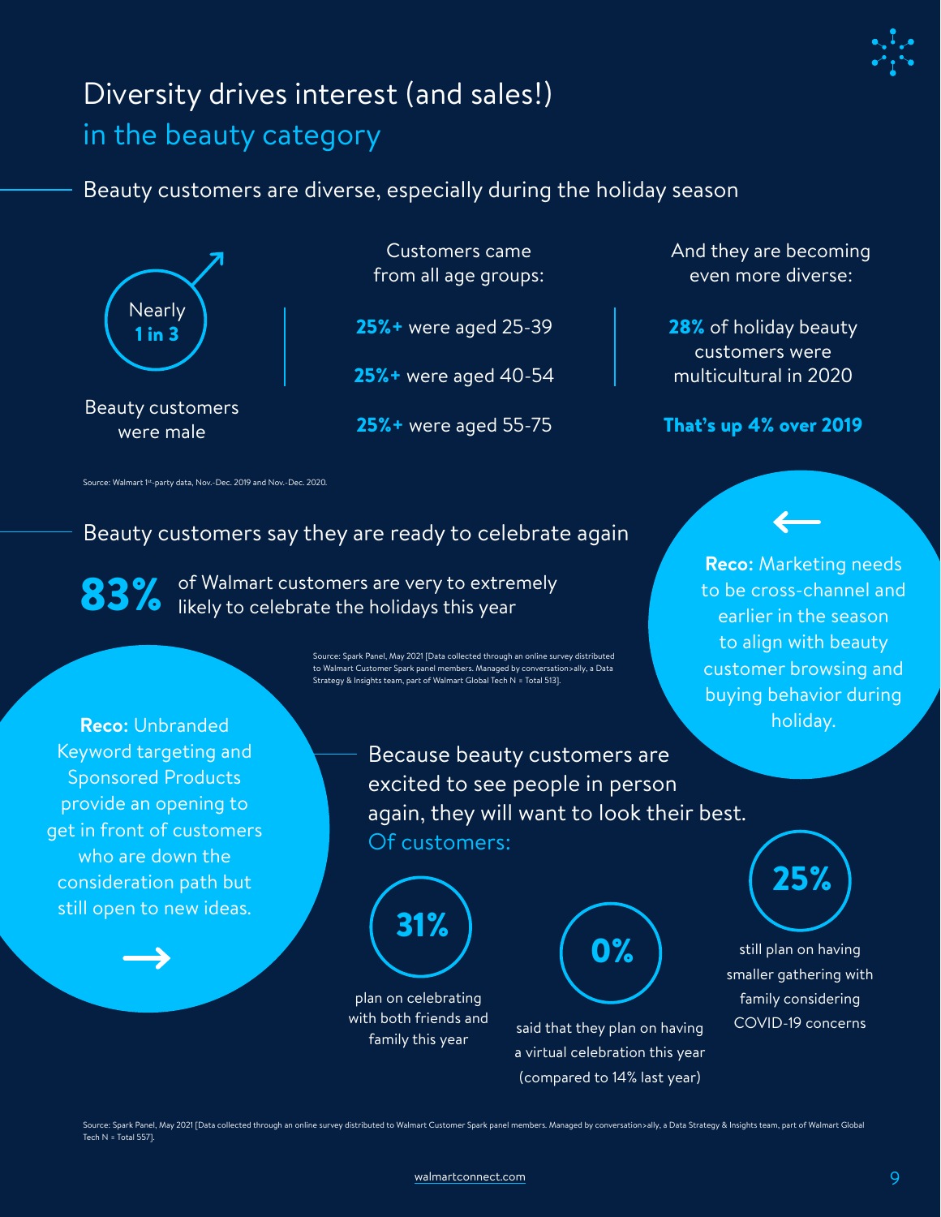# Diversity drives interest (and sales!) in the beauty category

## Beauty customers are diverse, especially during the holiday season

Nearly **1 in 3**

Beauty customers were male

Customers came from all age groups:

**25%+** were aged 25-39

**25%+** were aged 40-54

**25%+** were aged 55-75

And they are becoming even more diverse:

**28%** of holiday beauty customers were multicultural in 2020

**That's up 4% over 2019**

Source: Walmart 1st-party data, Nov.-Dec. 2019 and Nov.-Dec. 2020.

## Beauty customers say they are ready to celebrate again

**83%** of Walmart customers are very to extremely likely to celebrate the holidays this year

Source: Spark Panel, May 2021 [Data collected through an online survey distributed to Walmart Customer Spark panel members. Managed by conversation>ally, a Data Strategy & Insights team, part of Walmart Global Tech N = Total 513].

**Reco:** Marketing needs to be cross-channel and earlier in the season to align with beauty customer browsing and buying behavior during holiday.

**Reco:** Unbranded Keyword targeting and Sponsored Products provide an opening to get in front of customers who are down the consideration path but still open to new ideas.

Because beauty customers are excited to see people in person again, they will want to look their best. Of customers:

**31%** plan on celebrating with both friends and family this year

**0%** said that they plan on having a virtual celebration this year (compared to 14% last year)

**25%** still plan on having smaller gathering with family considering COVID-19 concerns

Source: Spark Panel, May 2021 [Data collected through an online survey distributed to Walmart Customer Spark panel members. Managed by conversation>ally, a Data Strategy & Insights team, part of Walmart Global Tech N = Total 557].

walmartconnect.com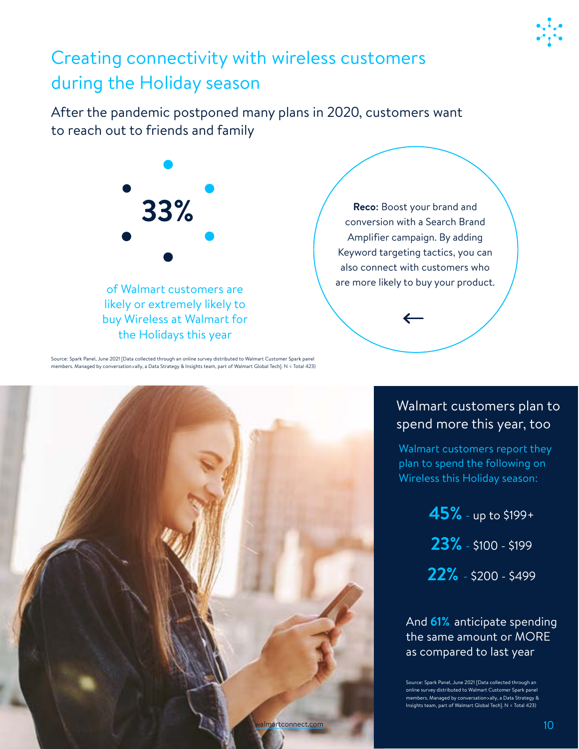# Creating connectivity with wireless customers during the Holiday season

After the pandemic postponed many plans in 2020, customers want to reach out to friends and family

**33%**

of Walmart customers are likely or extremely likely to buy Wireless at Walmart for the Holidays this year

**Reco:** Boost your brand and conversion with a Search Brand Amplifier campaign. By adding Keyword targeting tactics, you can also connect with customers who are more likely to buy your product.

Source: Spark Panel, June 2021 [Data collected through an online survey distributed to Walmart Customer Spark panel members. Managed by conversation>ally, a Data Strategy & Insights team, part of Walmart Global Tech]. N = Total 423)

## Walmart customers plan to spend more this year, too

Walmart customers report they plan to spend the following on Wireless this Holiday season:

**45%** - up to $199+

**23%** - $100 - $199

**22%** - $200 - $499

And **61%** anticipate spending the same amount or MORE as compared to last year

Source: Spark Panel, June 2021 [Data collected through an online survey distributed to Walmart Customer Spark panel members. Managed by conversation>ally, a Data Strategy & Insights team, part of Walmart Global Tech]. N = Total 423)

walmartconnect.com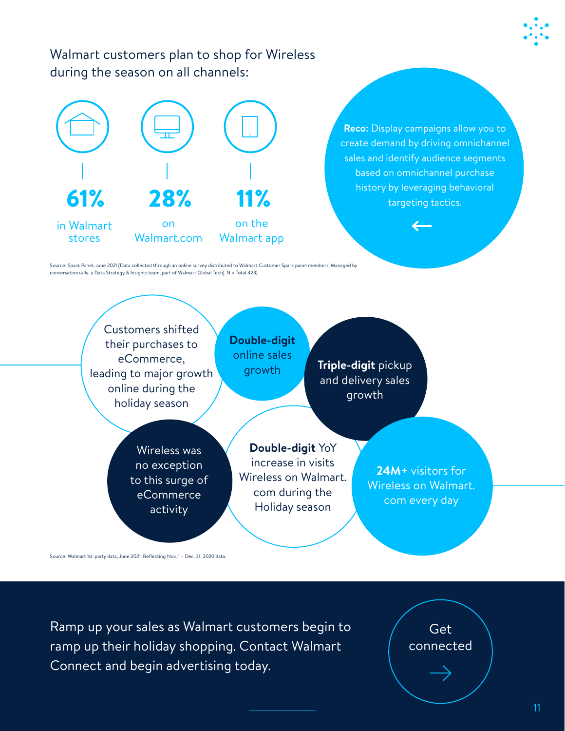Walmart customers plan to shop for Wireless during the season on all channels:

**61%** in Walmart stores

**28%** on Walmart.com

**11%** on the Walmart app

**Reco:** Display campaigns allow you to create demand by driving omnichannel sales and identify audience segments based on omnichannel purchase history by leveraging behavioral targeting tactics.

Source: Spark Panel, June 2021 [Data collected through an online survey distributed to Walmart Customer Spark panel members. Managed by conversation>ally, a Data Strategy & Insights team, part of Walmart Global Tech]. N = Total 423)

Customers shifted their purchases to eCommerce, leading to major growth online during the holiday season

**Double-digit** online sales growth

**Triple-digit** pickup and delivery sales growth

Wireless was no exception to this surge of eCommerce activity

**Double-digit** YoY increase in visits Wireless on Walmart.com during the Holiday season

**24M+** visitors for Wireless on Walmart.com every day

Source: Walmart 1st-party data, June 2021. Reflecting Nov. 1 – Dec. 31, 2020 data.

Ramp up your sales as Walmart customers begin to ramp up their holiday shopping. Contact Walmart Connect and begin advertising today.

Get connected